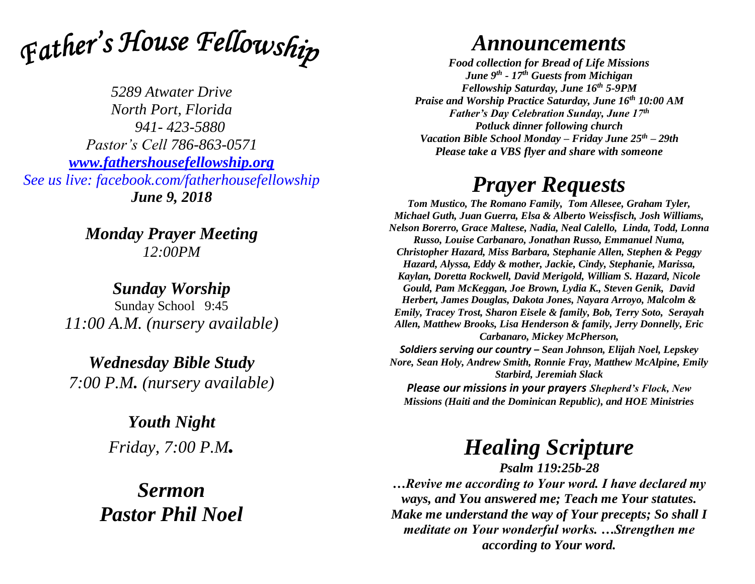# *Father's House Fellowship*

*5289 Atwater Drive*
*North Port, Florida*
*941- 423-5880*
*Pastor's Cell 786-863-0571*
*[www.fathershousefellowship.org](http://www.fathershousefellowship.org)*
*See us live: facebook.com/fatherhousefellowship*
***June 9, 2018***

## *Monday Prayer Meeting*
*12:00PM*

## *Sunday Worship*
Sunday School 9:45
*11:00 A.M. (nursery available)*

## *Wednesday Bible Study*
*7:00 P.M. (nursery available)*

## *Youth Night*
*Friday, 7:00 P.M.*

## *Sermon*
## *Pastor Phil Noel*

# *Announcements*

***Food collection for Bread of Life Missions***
***June 9th - 17th Guests from Michigan***
***Fellowship Saturday, June 16th 5-9PM***
***Praise and Worship Practice Saturday, June 16th 10:00 AM***
***Father's Day Celebration Sunday, June 17th***
***Potluck dinner following church***
***Vacation Bible School Monday – Friday June 25th – 29th***
***Please take a VBS flyer and share with someone***

# *Prayer Requests*

***Tom Mustico, The Romano Family, Tom Allesee, Graham Tyler, Michael Guth, Juan Guerra, Elsa & Alberto Weissfisch, Josh Williams, Nelson Borerro, Grace Maltese, Nadia, Neal Calello, Linda, Todd, Lonna Russo, Louise Carbanaro, Jonathan Russo, Emmanuel Numa, Christopher Hazard, Miss Barbara, Stephanie Allen, Stephen & Peggy Hazard, Alyssa, Eddy & mother, Jackie, Cindy, Stephanie, Marissa, Kaylan, Doretta Rockwell, David Merigold, William S. Hazard, Nicole Gould, Pam McKeggan, Joe Brown, Lydia K., Steven Genik, David Herbert, James Douglas, Dakota Jones, Nayara Arroyo, Malcolm & Emily, Tracey Trost, Sharon Eisele & family, Bob, Terry Soto, Serayah Allen, Matthew Brooks, Lisa Henderson & family, Jerry Donnelly, Eric Carbanaro, Mickey McPherson,***

***Soldiers serving our country – Sean Johnson, Elijah Noel, Lepskey Nore, Sean Holy, Andrew Smith, Ronnie Fray, Matthew McAlpine, Emily Starbird, Jeremiah Slack***

***Please our missions in your prayers Shepherd's Flock, New Missions (Haiti and the Dominican Republic), and HOE Ministries***

# *Healing Scripture*

***Psalm 119:25b-28***

***…Revive me according to Your word. I have declared my ways, and You answered me; Teach me Your statutes. Make me understand the way of Your precepts; So shall I meditate on Your wonderful works. …Strengthen me according to Your word.***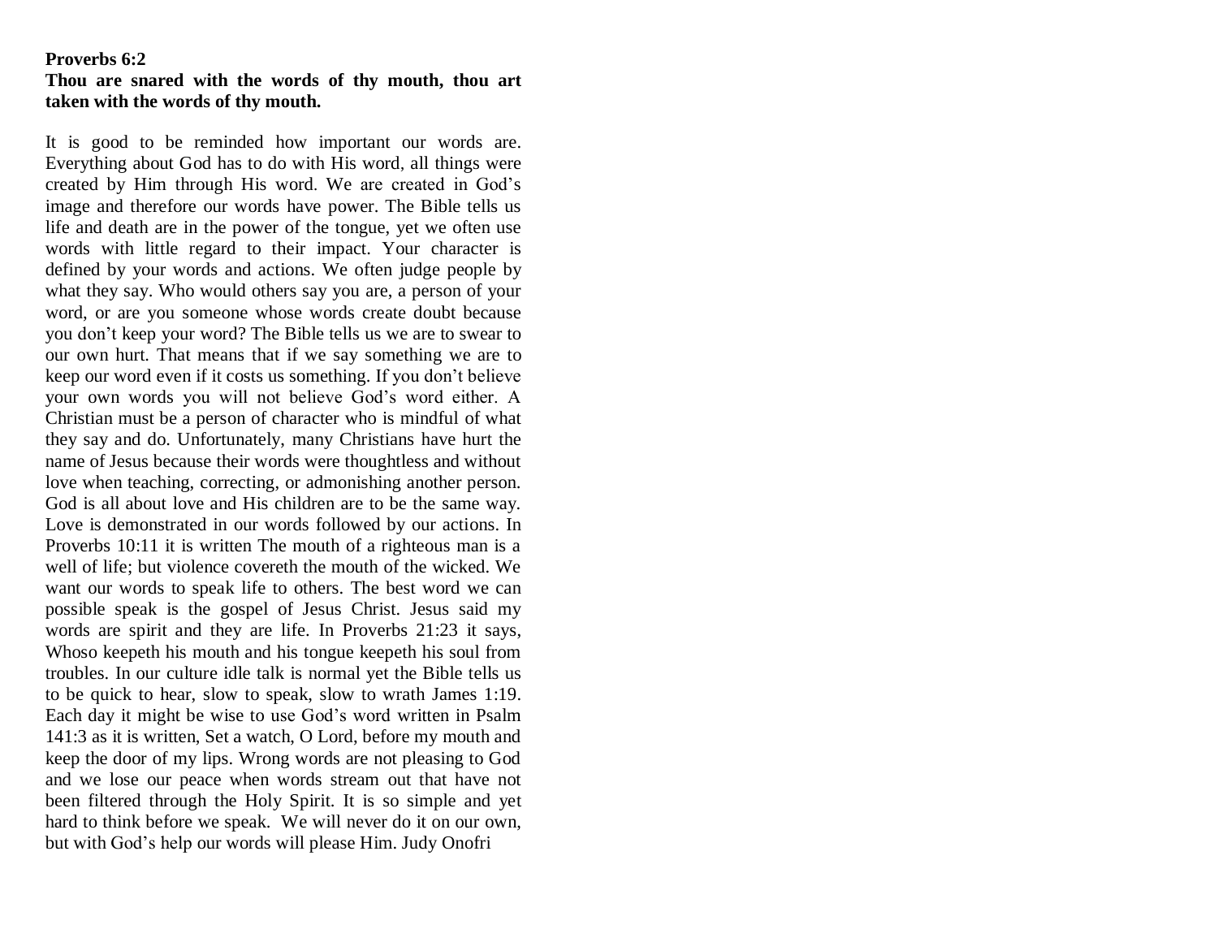**Proverbs 6:2**

**Thou are snared with the words of thy mouth, thou art taken with the words of thy mouth.**

It is good to be reminded how important our words are. Everything about God has to do with His word, all things were created by Him through His word. We are created in God's image and therefore our words have power. The Bible tells us life and death are in the power of the tongue, yet we often use words with little regard to their impact. Your character is defined by your words and actions. We often judge people by what they say. Who would others say you are, a person of your word, or are you someone whose words create doubt because you don't keep your word? The Bible tells us we are to swear to our own hurt. That means that if we say something we are to keep our word even if it costs us something. If you don't believe your own words you will not believe God's word either. A Christian must be a person of character who is mindful of what they say and do. Unfortunately, many Christians have hurt the name of Jesus because their words were thoughtless and without love when teaching, correcting, or admonishing another person. God is all about love and His children are to be the same way. Love is demonstrated in our words followed by our actions. In Proverbs 10:11 it is written The mouth of a righteous man is a well of life; but violence covereth the mouth of the wicked. We want our words to speak life to others. The best word we can possible speak is the gospel of Jesus Christ. Jesus said my words are spirit and they are life. In Proverbs 21:23 it says, Whoso keepeth his mouth and his tongue keepeth his soul from troubles. In our culture idle talk is normal yet the Bible tells us to be quick to hear, slow to speak, slow to wrath James 1:19. Each day it might be wise to use God's word written in Psalm 141:3 as it is written, Set a watch, O Lord, before my mouth and keep the door of my lips. Wrong words are not pleasing to God and we lose our peace when words stream out that have not been filtered through the Holy Spirit. It is so simple and yet hard to think before we speak. We will never do it on our own, but with God's help our words will please Him. Judy Onofri